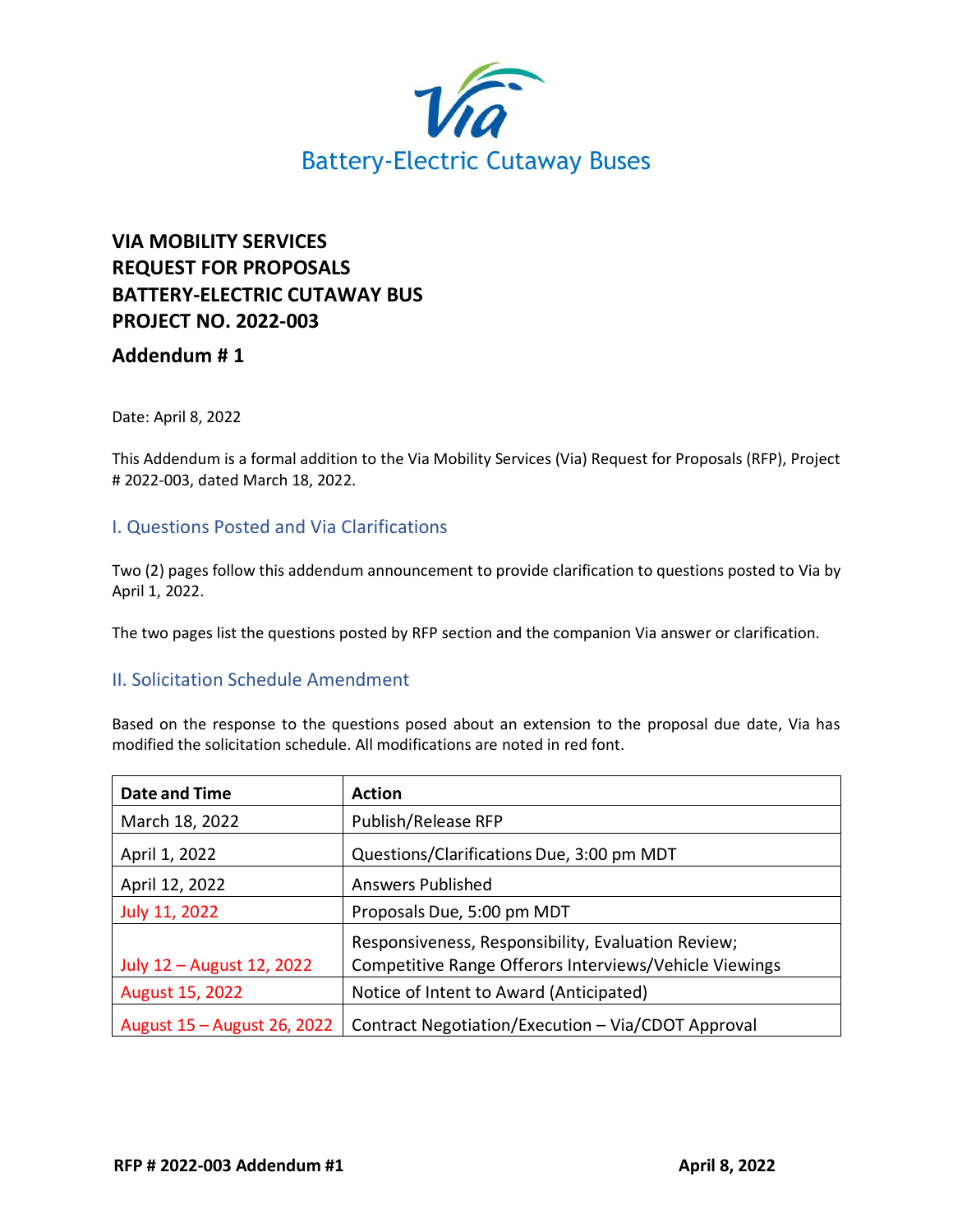Battery-Electric Cutaway Buses

**VIA MOBILITY SERVICES**
**REQUEST FOR PROPOSALS**
**BATTERY-ELECTRIC CUTAWAY BUS**
**PROJECT NO. 2022-003**

## Addendum # 1

Date: April 8, 2022

This Addendum is a formal addition to the Via Mobility Services (Via) Request for Proposals (RFP), Project # 2022-003, dated March 18, 2022.

## I. Questions Posted and Via Clarifications

Two (2) pages follow this addendum announcement to provide clarification to questions posted to Via by April 1, 2022.

The two pages list the questions posted by RFP section and the companion Via answer or clarification.

## II. Solicitation Schedule Amendment

Based on the response to the questions posed about an extension to the proposal due date, Via has modified the solicitation schedule. All modifications are noted in red font.

| Date and Time | Action |
| --- | --- |
| March 18, 2022 | Publish/Release RFP |
| April 1, 2022 | Questions/Clarifications Due, 3:00 pm MDT |
| April 12, 2022 | Answers Published |
| July 11, 2022 | Proposals Due, 5:00 pm MDT |
| July 12 – August 12, 2022 | Responsiveness, Responsibility, Evaluation Review; Competitive Range Offerors Interviews/Vehicle Viewings |
| August 15, 2022 | Notice of Intent to Award (Anticipated) |
| August 15 – August 26, 2022 | Contract Negotiation/Execution – Via/CDOT Approval |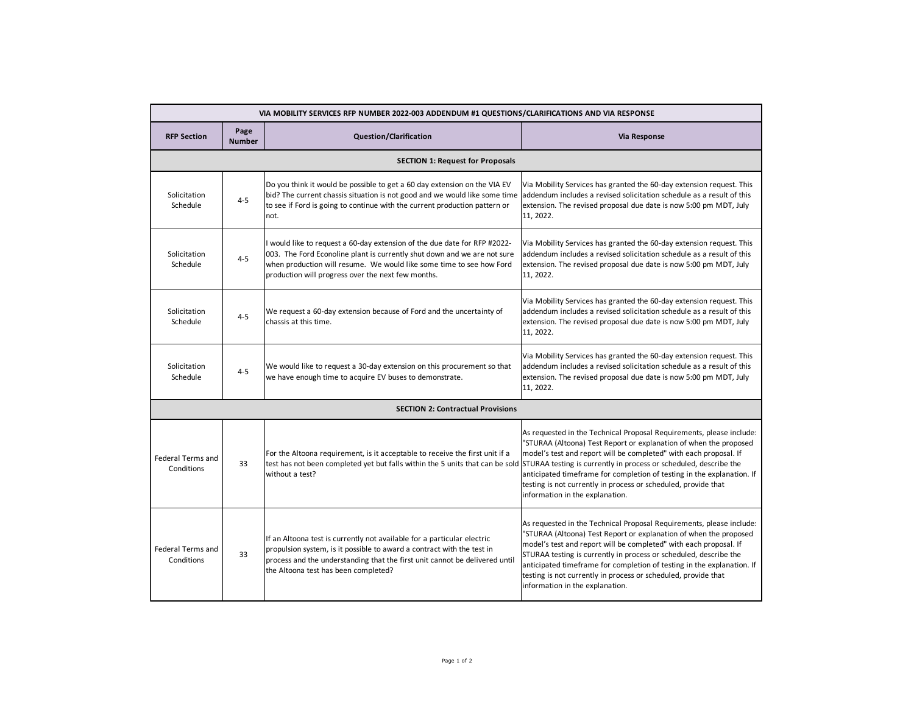| VIA MOBILITY SERVICES RFP NUMBER 2022-003 ADDENDUM #1 QUESTIONS/CLARIFICATIONS AND VIA RESPONSE | | | |
|---|---|---|---|
| **RFP Section** | **Page Number** | **Question/Clarification** | **Via Response** |
| **SECTION 1: Request for Proposals** | | | |
| Solicitation Schedule | 4-5 | Do you think it would be possible to get a 60 day extension on the VIA EV bid? The current chassis situation is not good and we would like some time to see if Ford is going to continue with the current production pattern or not. | Via Mobility Services has granted the 60-day extension request. This addendum includes a revised solicitation schedule as a result of this extension. The revised proposal due date is now 5:00 pm MDT, July 11, 2022. |
| Solicitation Schedule | 4-5 | I would like to request a 60-day extension of the due date for RFP #2022-003. The Ford Econoline plant is currently shut down and we are not sure when production will resume. We would like some time to see how Ford production will progress over the next few months. | Via Mobility Services has granted the 60-day extension request. This addendum includes a revised solicitation schedule as a result of this extension. The revised proposal due date is now 5:00 pm MDT, July 11, 2022. |
| Solicitation Schedule | 4-5 | We request a 60-day extension because of Ford and the uncertainty of chassis at this time. | Via Mobility Services has granted the 60-day extension request. This addendum includes a revised solicitation schedule as a result of this extension. The revised proposal due date is now 5:00 pm MDT, July 11, 2022. |
| Solicitation Schedule | 4-5 | We would like to request a 30-day extension on this procurement so that we have enough time to acquire EV buses to demonstrate. | Via Mobility Services has granted the 60-day extension request. This addendum includes a revised solicitation schedule as a result of this extension. The revised proposal due date is now 5:00 pm MDT, July 11, 2022. |
| **SECTION 2: Contractual Provisions** | | | |
| Federal Terms and Conditions | 33 | For the Altoona requirement, is it acceptable to receive the first unit if a test has not been completed yet but falls within the 5 units that can be sold without a test? | As requested in the Technical Proposal Requirements, please include: "STURAA (Altoona) Test Report or explanation of when the proposed model's test and report will be completed" with each proposal. If STURAA testing is currently in process or scheduled, describe the anticipated timeframe for completion of testing in the explanation. If testing is not currently in process or scheduled, provide that information in the explanation. |
| Federal Terms and Conditions | 33 | If an Altoona test is currently not available for a particular electric propulsion system, is it possible to award a contract with the test in process and the understanding that the first unit cannot be delivered until the Altoona test has been completed? | As requested in the Technical Proposal Requirements, please include: "STURAA (Altoona) Test Report or explanation of when the proposed model's test and report will be completed" with each proposal. If STURAA testing is currently in process or scheduled, describe the anticipated timeframe for completion of testing in the explanation. If testing is not currently in process or scheduled, provide that information in the explanation. |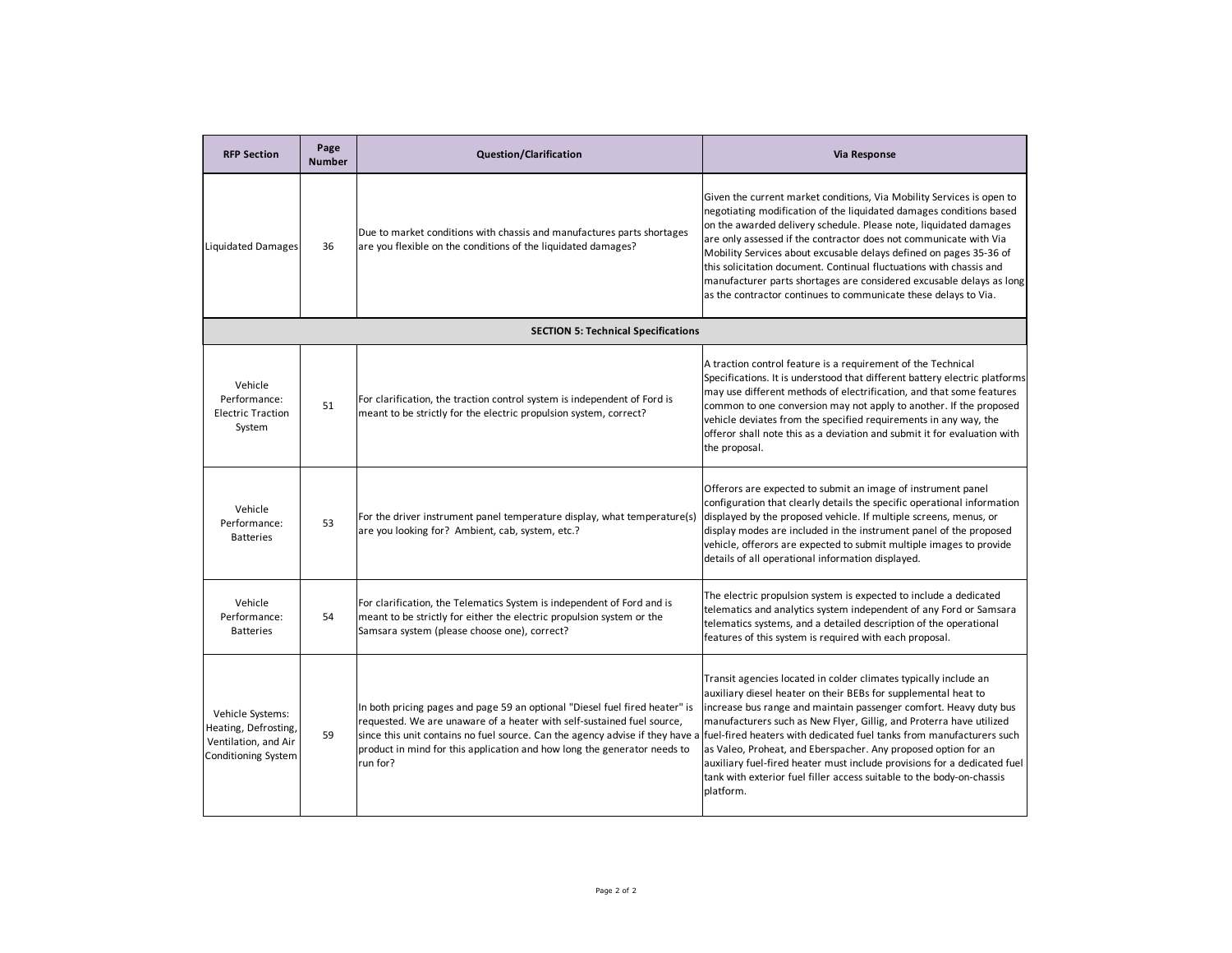| RFP Section | Page Number | Question/Clarification | Via Response |
|---|---|---|---|
| Liquidated Damages | 36 | Due to market conditions with chassis and manufactures parts shortages are you flexible on the conditions of the liquidated damages? | Given the current market conditions, Via Mobility Services is open to negotiating modification of the liquidated damages conditions based on the awarded delivery schedule. Please note, liquidated damages are only assessed if the contractor does not communicate with Via Mobility Services about excusable delays defined on pages 35-36 of this solicitation document. Continual fluctuations with chassis and manufacturer parts shortages are considered excusable delays as long as the contractor continues to communicate these delays to Via. |
| **SECTION 5: Technical Specifications** | | | |
| Vehicle Performance: Electric Traction System | 51 | For clarification, the traction control system is independent of Ford is meant to be strictly for the electric propulsion system, correct? | A traction control feature is a requirement of the Technical Specifications. It is understood that different battery electric platforms may use different methods of electrification, and that some features common to one conversion may not apply to another. If the proposed vehicle deviates from the specified requirements in any way, the offeror shall note this as a deviation and submit it for evaluation with the proposal. |
| Vehicle Performance: Batteries | 53 | For the driver instrument panel temperature display, what temperature(s) are you looking for? Ambient, cab, system, etc.? | Offerors are expected to submit an image of instrument panel configuration that clearly details the specific operational information displayed by the proposed vehicle. If multiple screens, menus, or display modes are included in the instrument panel of the proposed vehicle, offerors are expected to submit multiple images to provide details of all operational information displayed. |
| Vehicle Performance: Batteries | 54 | For clarification, the Telematics System is independent of Ford and is meant to be strictly for either the electric propulsion system or the Samsara system (please choose one), correct? | The electric propulsion system is expected to include a dedicated telematics and analytics system independent of any Ford or Samsara telematics systems, and a detailed description of the operational features of this system is required with each proposal. |
| Vehicle Systems: Heating, Defrosting, Ventilation, and Air Conditioning System | 59 | In both pricing pages and page 59 an optional "Diesel fuel fired heater" is requested. We are unaware of a heater with self-sustained fuel source, since this unit contains no fuel source. Can the agency advise if they have a product in mind for this application and how long the generator needs to run for? | Transit agencies located in colder climates typically include an auxiliary diesel heater on their BEBs for supplemental heat to increase bus range and maintain passenger comfort. Heavy duty bus manufacturers such as New Flyer, Gillig, and Proterra have utilized fuel-fired heaters with dedicated fuel tanks from manufacturers such as Valeo, Proheat, and Eberspacher. Any proposed option for an auxiliary fuel-fired heater must include provisions for a dedicated fuel tank with exterior fuel filler access suitable to the body-on-chassis platform. |